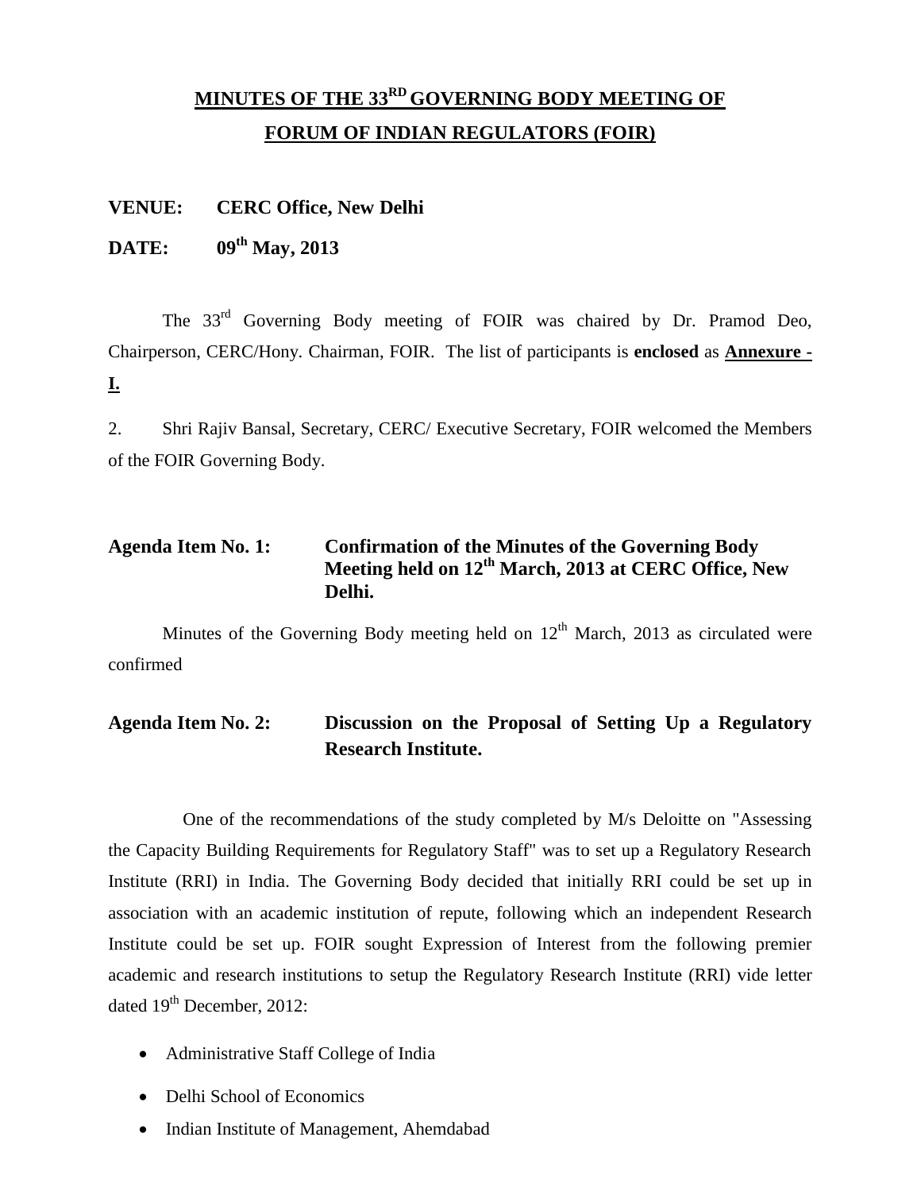# MINUTES OF THE 33RD GOVERNING BODY MEETING OF FORUM OF INDIAN REGULATORS (FOIR)

**VENUE:** **CERC Office, New Delhi**

**DATE:** **09th May, 2013**

The 33rd Governing Body meeting of FOIR was chaired by Dr. Pramod Deo, Chairperson, CERC/Hony. Chairman, FOIR. The list of participants is **enclosed** as **Annexure - I.**

2. Shri Rajiv Bansal, Secretary, CERC/ Executive Secretary, FOIR welcomed the Members of the FOIR Governing Body.

### Agenda Item No. 1: Confirmation of the Minutes of the Governing Body Meeting held on 12th March, 2013 at CERC Office, New Delhi.

Minutes of the Governing Body meeting held on 12th March, 2013 as circulated were confirmed

### Agenda Item No. 2: Discussion on the Proposal of Setting Up a Regulatory Research Institute.

One of the recommendations of the study completed by M/s Deloitte on "Assessing the Capacity Building Requirements for Regulatory Staff" was to set up a Regulatory Research Institute (RRI) in India. The Governing Body decided that initially RRI could be set up in association with an academic institution of repute, following which an independent Research Institute could be set up. FOIR sought Expression of Interest from the following premier academic and research institutions to setup the Regulatory Research Institute (RRI) vide letter dated 19th December, 2012:

- Administrative Staff College of India
- Delhi School of Economics
- Indian Institute of Management, Ahemdabad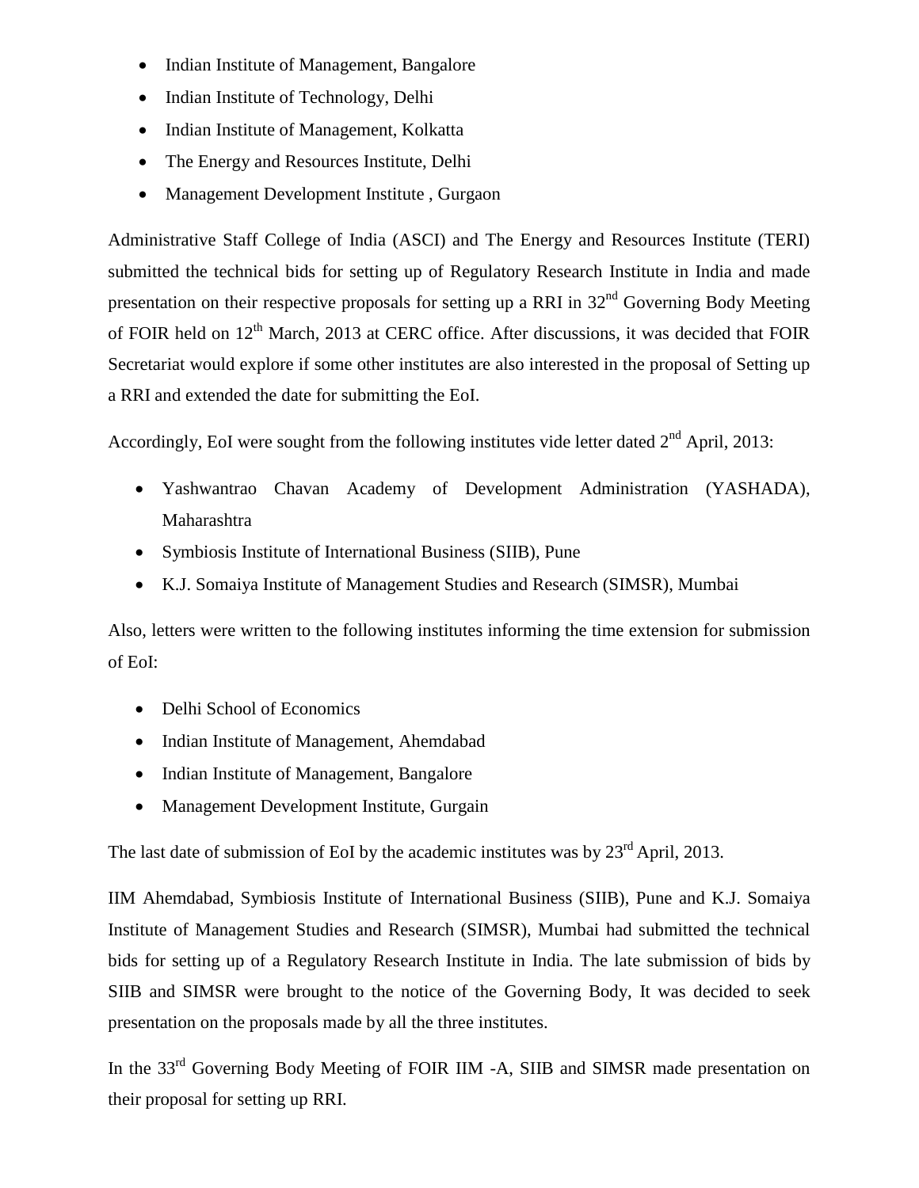- Indian Institute of Management, Bangalore
- Indian Institute of Technology, Delhi
- Indian Institute of Management, Kolkatta
- The Energy and Resources Institute, Delhi
- Management Development Institute , Gurgaon

Administrative Staff College of India (ASCI) and The Energy and Resources Institute (TERI) submitted the technical bids for setting up of Regulatory Research Institute in India and made presentation on their respective proposals for setting up a RRI in 32nd Governing Body Meeting of FOIR held on 12th March, 2013 at CERC office. After discussions, it was decided that FOIR Secretariat would explore if some other institutes are also interested in the proposal of Setting up a RRI and extended the date for submitting the EoI.

Accordingly, EoI were sought from the following institutes vide letter dated 2nd April, 2013:

- Yashwantrao Chavan Academy of Development Administration (YASHADA), Maharashtra
- Symbiosis Institute of International Business (SIIB), Pune
- K.J. Somaiya Institute of Management Studies and Research (SIMSR), Mumbai

Also, letters were written to the following institutes informing the time extension for submission of EoI:

- Delhi School of Economics
- Indian Institute of Management, Ahemdabad
- Indian Institute of Management, Bangalore
- Management Development Institute, Gurgain

The last date of submission of EoI by the academic institutes was by 23rd April, 2013.

IIM Ahemdabad, Symbiosis Institute of International Business (SIIB), Pune and K.J. Somaiya Institute of Management Studies and Research (SIMSR), Mumbai had submitted the technical bids for setting up of a Regulatory Research Institute in India. The late submission of bids by SIIB and SIMSR were brought to the notice of the Governing Body, It was decided to seek presentation on the proposals made by all the three institutes.

In the 33rd Governing Body Meeting of FOIR IIM -A, SIIB and SIMSR made presentation on their proposal for setting up RRI.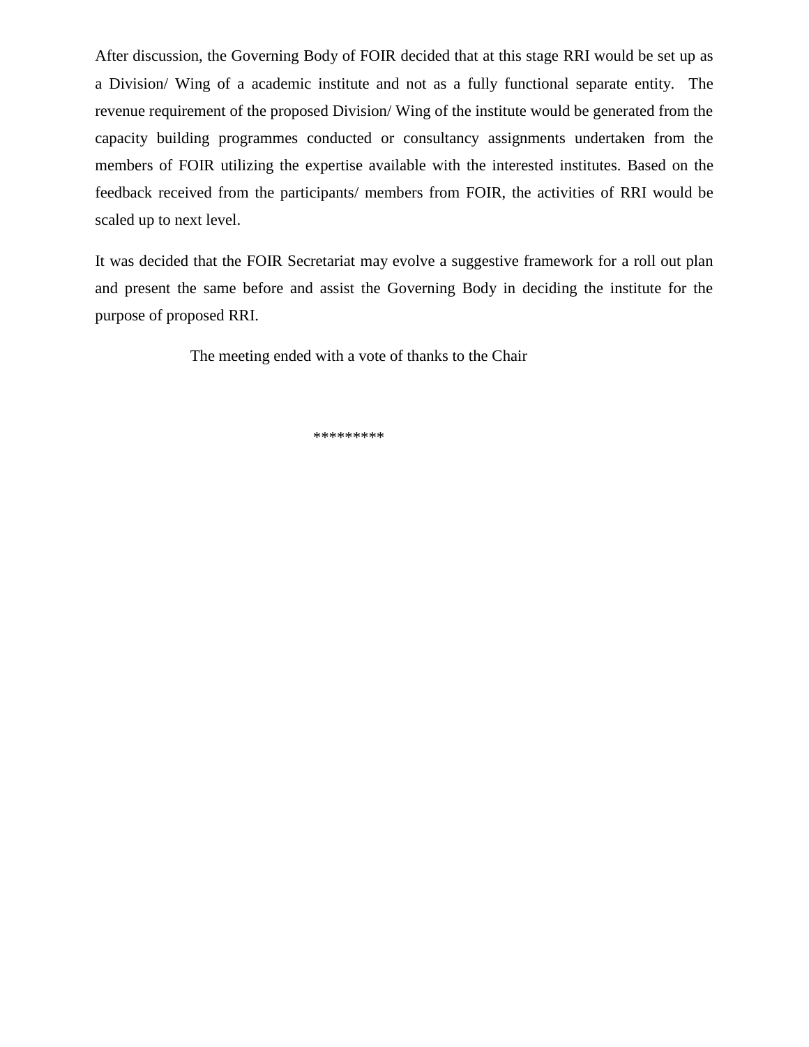After discussion, the Governing Body of FOIR decided that at this stage RRI would be set up as a Division/ Wing of a academic institute and not as a fully functional separate entity. The revenue requirement of the proposed Division/ Wing of the institute would be generated from the capacity building programmes conducted or consultancy assignments undertaken from the members of FOIR utilizing the expertise available with the interested institutes. Based on the feedback received from the participants/ members from FOIR, the activities of RRI would be scaled up to next level.

It was decided that the FOIR Secretariat may evolve a suggestive framework for a roll out plan and present the same before and assist the Governing Body in deciding the institute for the purpose of proposed RRI.

The meeting ended with a vote of thanks to the Chair

*********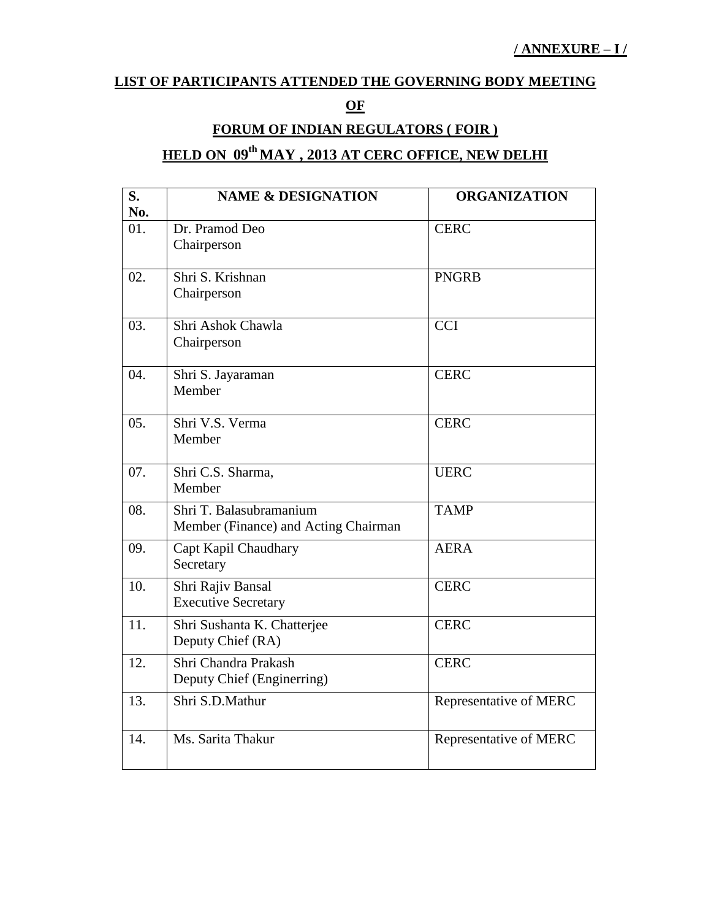**/ ANNEXURE – I /**

## LIST OF PARTICIPANTS ATTENDED THE GOVERNING BODY MEETING

## OF

## FORUM OF INDIAN REGULATORS ( FOIR )

## HELD ON 09th MAY , 2013 AT CERC OFFICE, NEW DELHI

| S. No. | NAME & DESIGNATION | ORGANIZATION |
|---|---|---|
| 01. | Dr. Pramod Deo<br>Chairperson | CERC |
| 02. | Shri S. Krishnan<br>Chairperson | PNGRB |
| 03. | Shri Ashok Chawla<br>Chairperson | CCI |
| 04. | Shri S. Jayaraman<br>Member | CERC |
| 05. | Shri V.S. Verma<br>Member | CERC |
| 07. | Shri C.S. Sharma,<br>Member | UERC |
| 08. | Shri T. Balasubramanium<br>Member (Finance) and Acting Chairman | TAMP |
| 09. | Capt Kapil Chaudhary<br>Secretary | AERA |
| 10. | Shri Rajiv Bansal<br>Executive Secretary | CERC |
| 11. | Shri Sushanta K. Chatterjee<br>Deputy Chief (RA) | CERC |
| 12. | Shri Chandra Prakash<br>Deputy Chief (Enginerring) | CERC |
| 13. | Shri S.D.Mathur | Representative of MERC |
| 14. | Ms. Sarita Thakur | Representative of MERC |